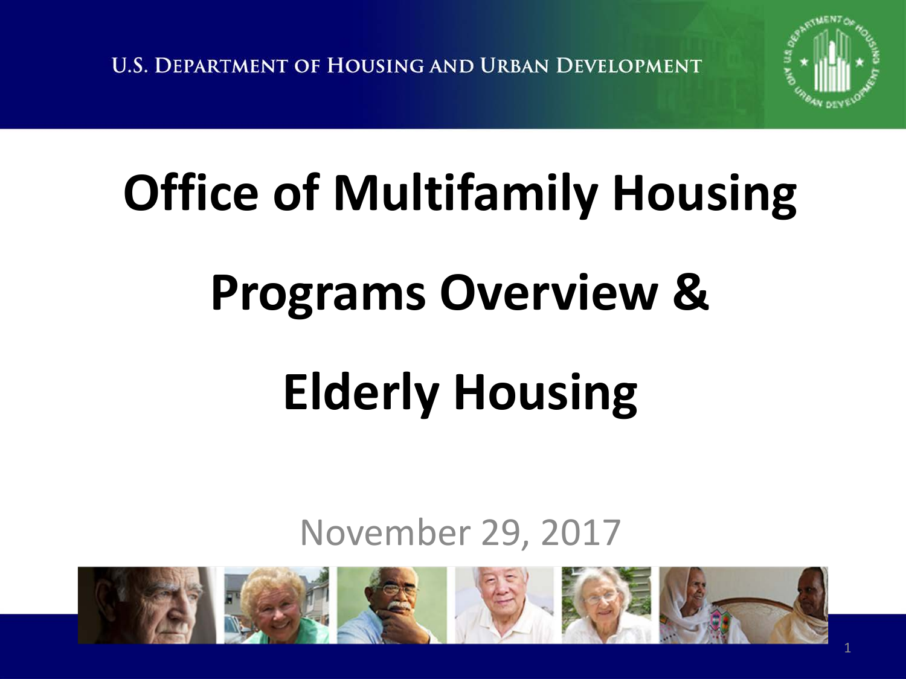U.S. DEPARTMENT OF HOUSING AND URBAN DEVELOPMENT

# Office of Multifamily Housing

# Programs Overview &

# Elderly Housing

November 29, 2017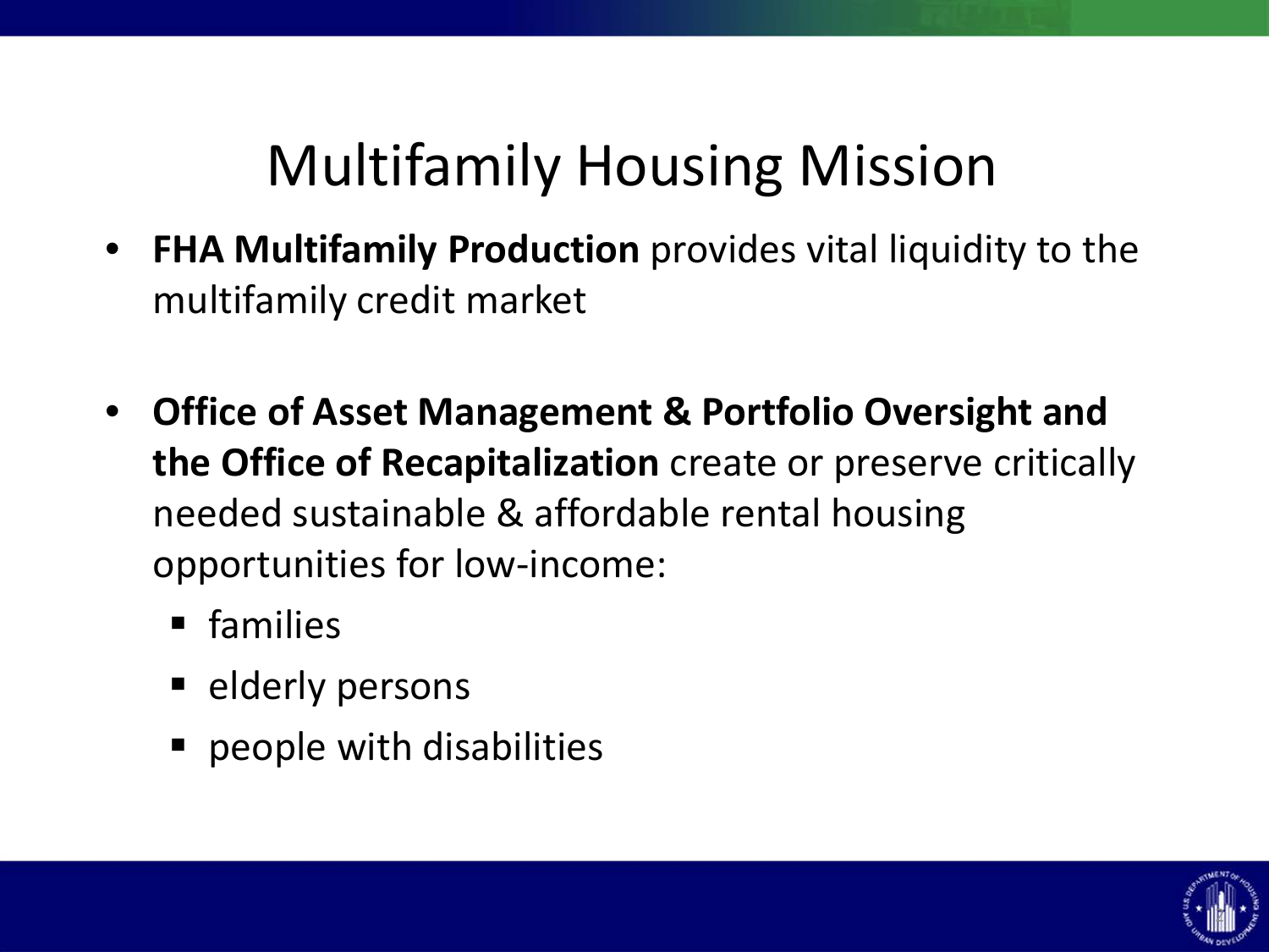# Multifamily Housing Mission

- **FHA Multifamily Production** provides vital liquidity to the multifamily credit market
- **Office of Asset Management & Portfolio Oversight and the Office of Recapitalization** create or preserve critically needed sustainable & affordable rental housing opportunities for low-income:
  - families
  - elderly persons
  - people with disabilities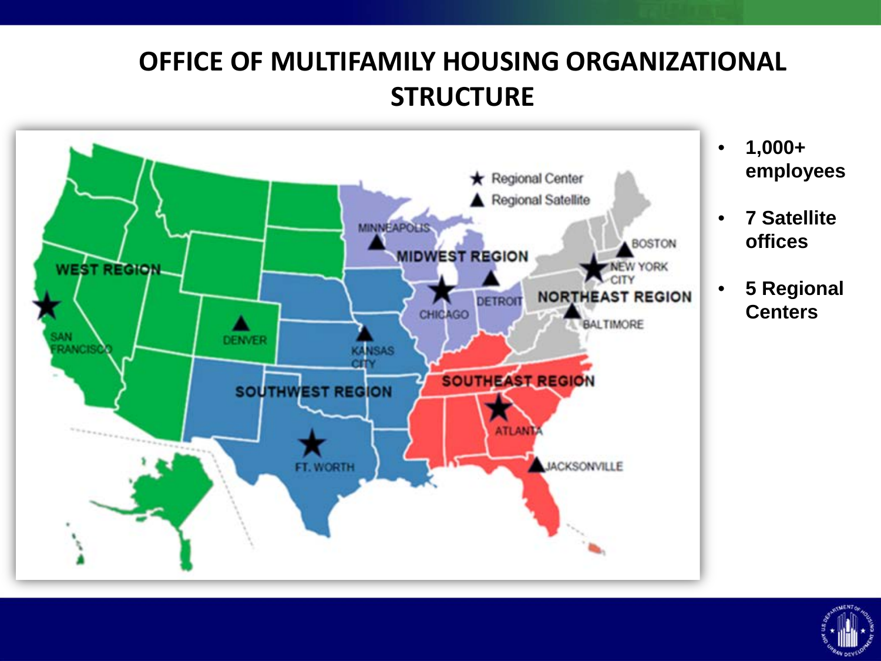# OFFICE OF MULTIFAMILY HOUSING ORGANIZATIONAL STRUCTURE

★ Regional Center
▲ Regional Satellite

WEST REGION
SAN FRANCISCO
DENVER
MIDWEST REGION
MINNEAPOLIS
CHICAGO
DETROIT
NORTHEAST REGION
BOSTON
NEW YORK CITY
BALTIMORE
SOUTHWEST REGION
KANSAS CITY
FT. WORTH
SOUTHEAST REGION
ATLANTA
JACKSONVILLE

- **1,000+ employees**
- **7 Satellite offices**
- **5 Regional Centers**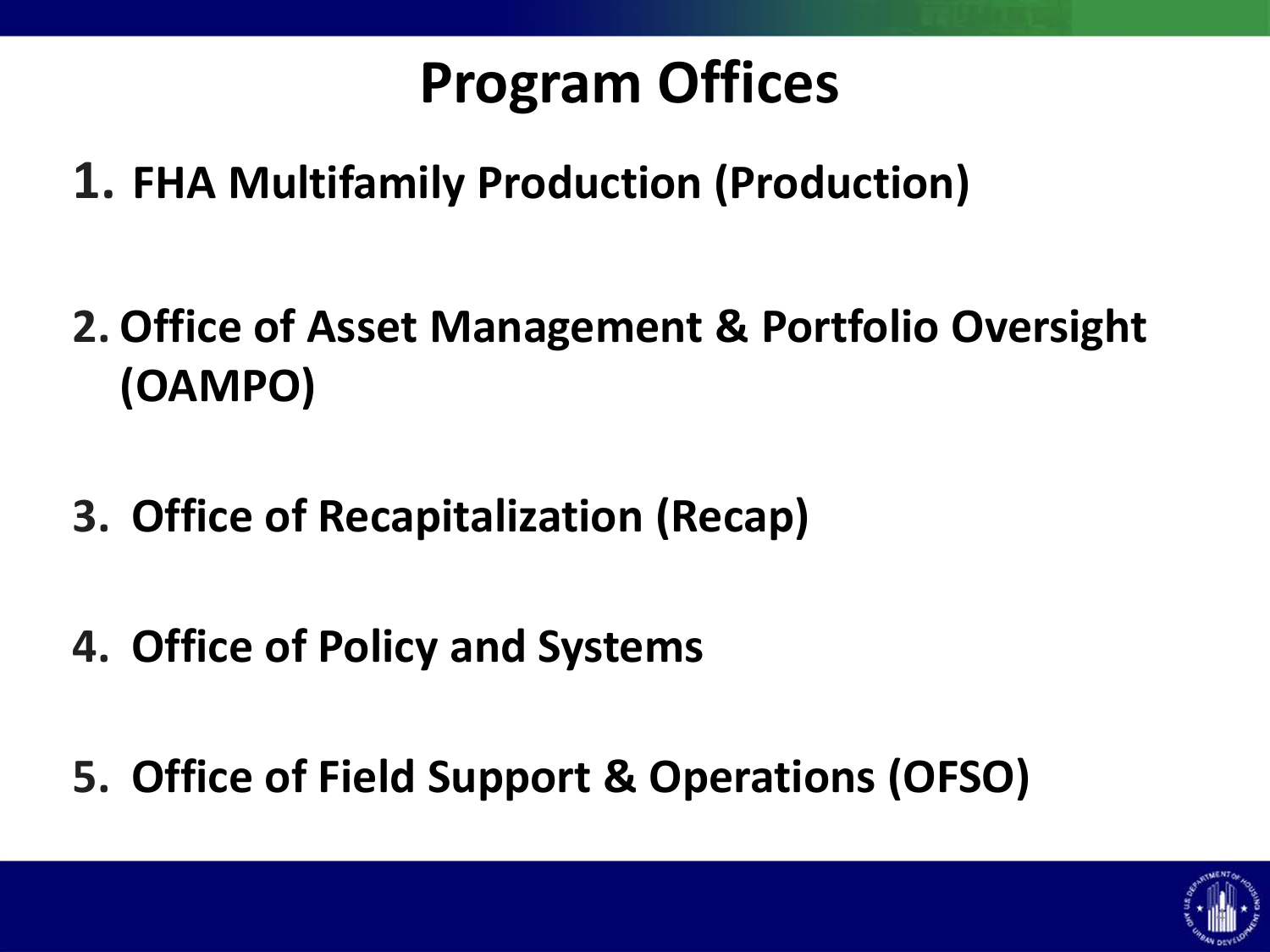# Program Offices

1. FHA Multifamily Production (Production)
2. Office of Asset Management & Portfolio Oversight (OAMPO)
3. Office of Recapitalization (Recap)
4. Office of Policy and Systems
5. Office of Field Support & Operations (OFSO)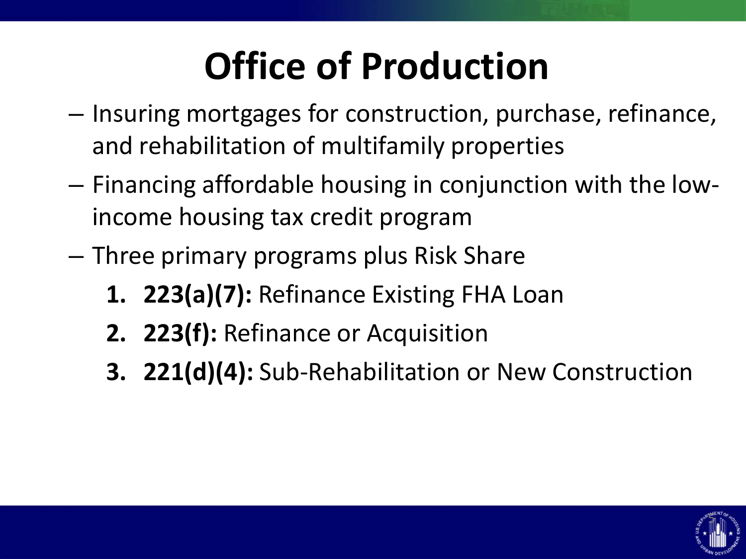# Office of Production

- Insuring mortgages for construction, purchase, refinance, and rehabilitation of multifamily properties
- Financing affordable housing in conjunction with the low-income housing tax credit program
- Three primary programs plus Risk Share
  1. **223(a)(7):** Refinance Existing FHA Loan
  2. **223(f):** Refinance or Acquisition
  3. **221(d)(4):** Sub-Rehabilitation or New Construction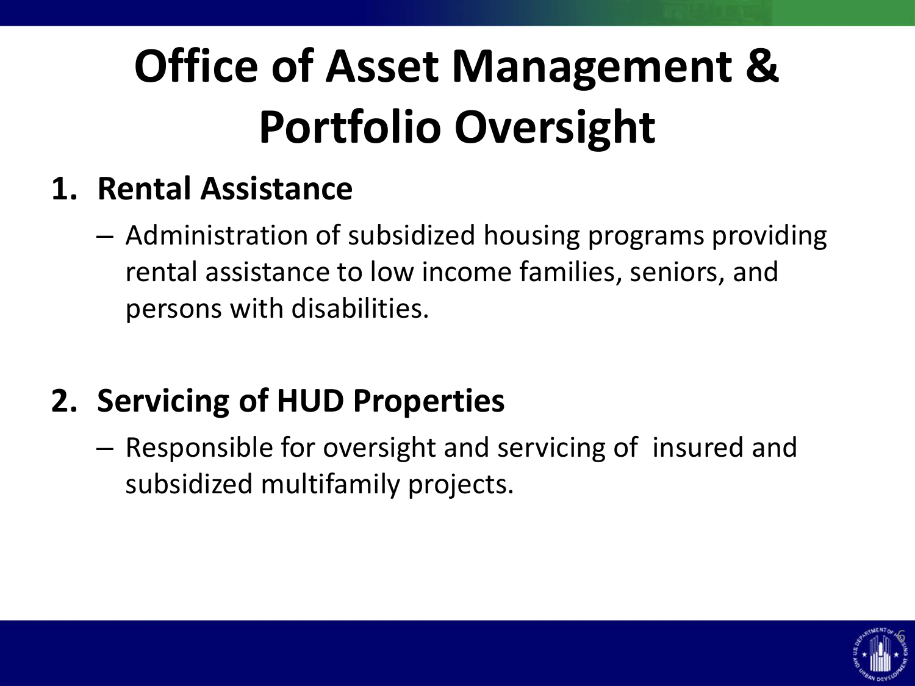# Office of Asset Management & Portfolio Oversight

1. **Rental Assistance**
   - Administration of subsidized housing programs providing rental assistance to low income families, seniors, and persons with disabilities.

2. **Servicing of HUD Properties**
   - Responsible for oversight and servicing of insured and subsidized multifamily projects.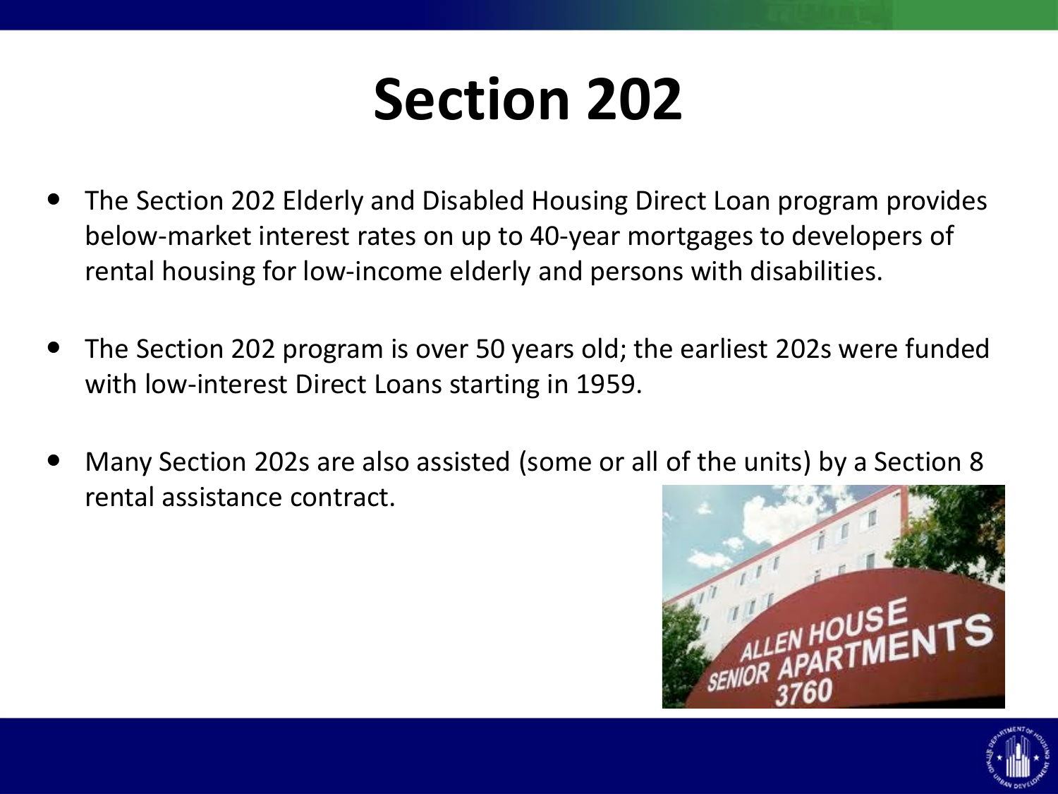# Section 202

- The Section 202 Elderly and Disabled Housing Direct Loan program provides below-market interest rates on up to 40-year mortgages to developers of rental housing for low-income elderly and persons with disabilities.
- The Section 202 program is over 50 years old; the earliest 202s were funded with low-interest Direct Loans starting in 1959.
- Many Section 202s are also assisted (some or all of the units) by a Section 8 rental assistance contract.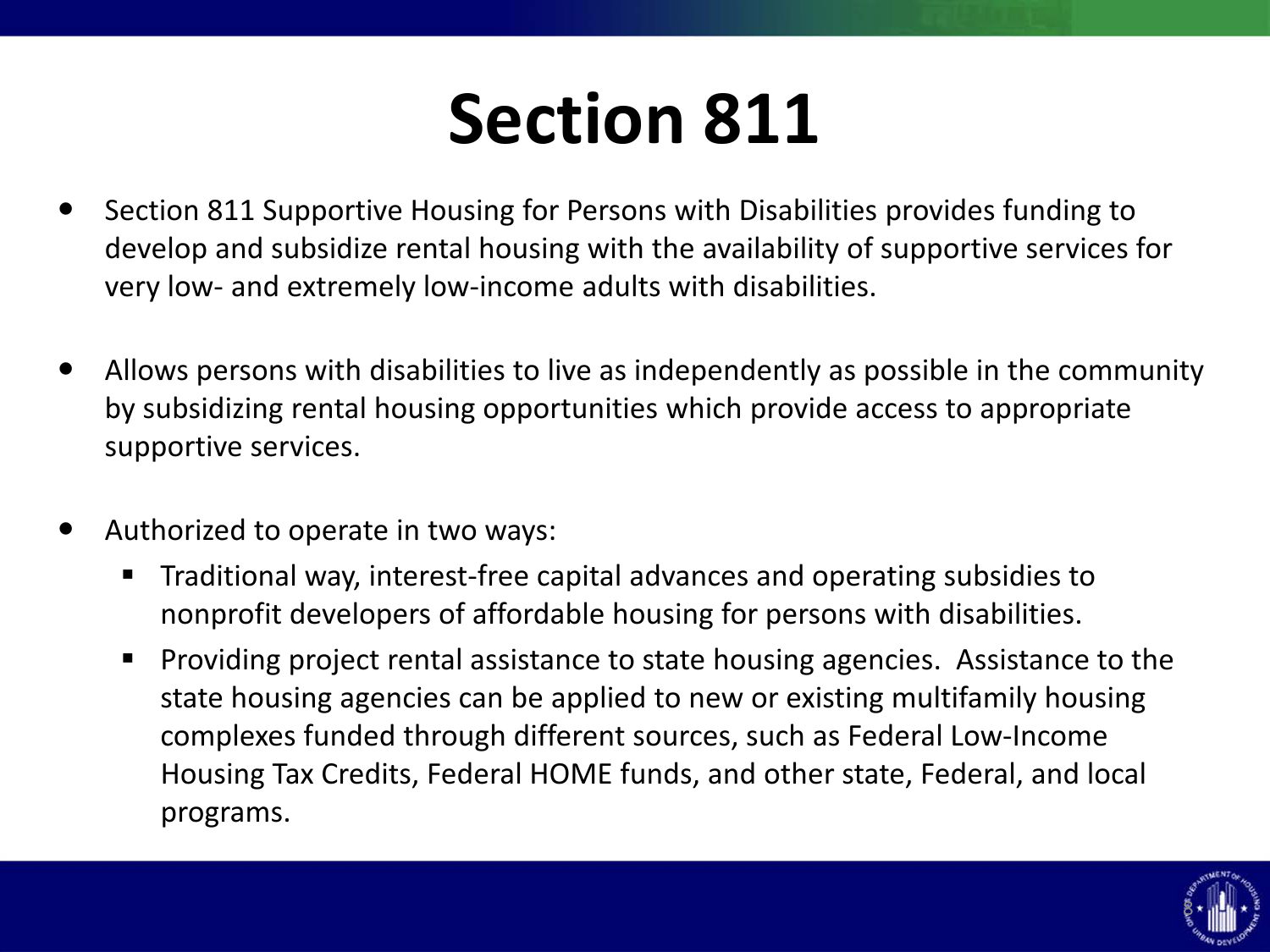# Section 811

- Section 811 Supportive Housing for Persons with Disabilities provides funding to develop and subsidize rental housing with the availability of supportive services for very low- and extremely low-income adults with disabilities.

- Allows persons with disabilities to live as independently as possible in the community by subsidizing rental housing opportunities which provide access to appropriate supportive services.

- Authorized to operate in two ways:
  - Traditional way, interest-free capital advances and operating subsidies to nonprofit developers of affordable housing for persons with disabilities.
  - Providing project rental assistance to state housing agencies. Assistance to the state housing agencies can be applied to new or existing multifamily housing complexes funded through different sources, such as Federal Low-Income Housing Tax Credits, Federal HOME funds, and other state, Federal, and local programs.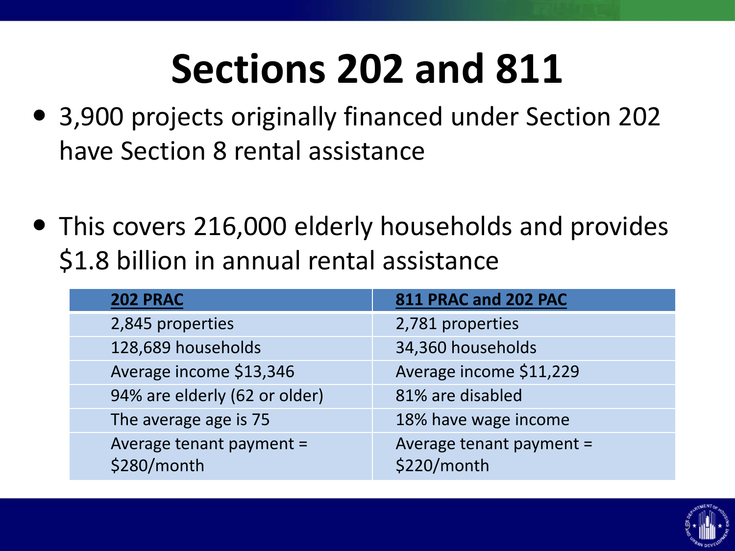# Sections 202 and 811

- 3,900 projects originally financed under Section 202 have Section 8 rental assistance
- This covers 216,000 elderly households and provides $1.8 billion in annual rental assistance

| 202 PRAC | 811 PRAC and 202 PAC |
|---|---|
| 2,845 properties | 2,781 properties |
| 128,689 households | 34,360 households |
| Average income $13,346 | Average income $11,229 |
| 94% are elderly (62 or older) | 81% are disabled |
| The average age is 75 | 18% have wage income |
| Average tenant payment = $280/month | Average tenant payment = $220/month |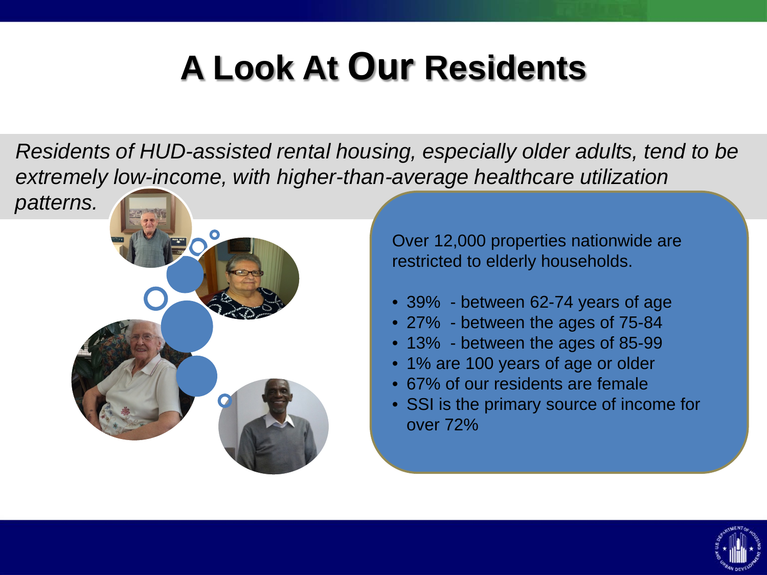# A Look At Our Residents

*Residents of HUD-assisted rental housing, especially older adults, tend to be extremely low-income, with higher-than-average healthcare utilization patterns.*

Over 12,000 properties nationwide are restricted to elderly households.

- 39% - between 62-74 years of age
- 27% - between the ages of 75-84
- 13% - between the ages of 85-99
- 1% are 100 years of age or older
- 67% of our residents are female
- SSI is the primary source of income for over 72%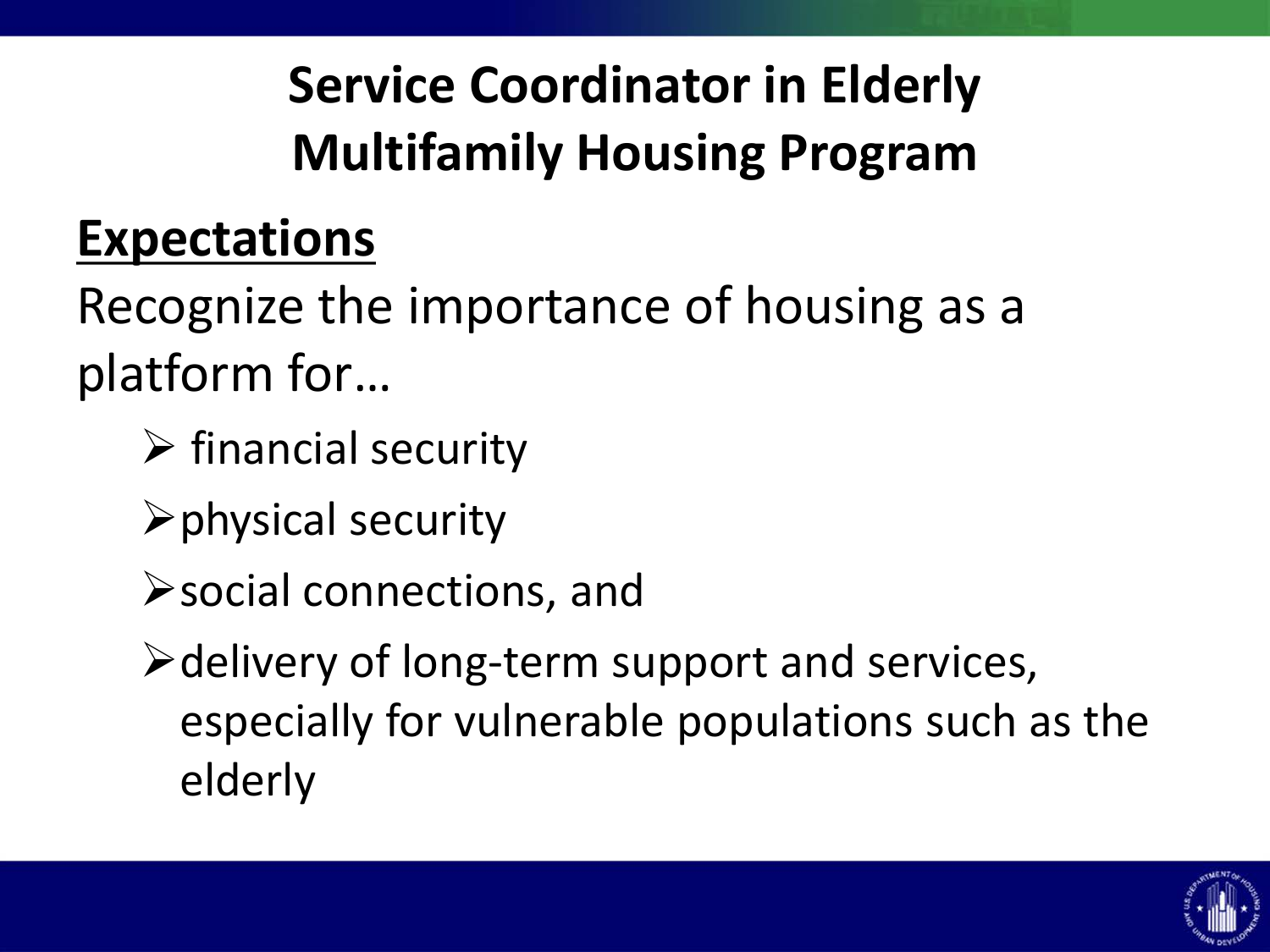# Service Coordinator in Elderly Multifamily Housing Program

## Expectations

Recognize the importance of housing as a platform for…

- financial security
- physical security
- social connections, and
- delivery of long-term support and services, especially for vulnerable populations such as the elderly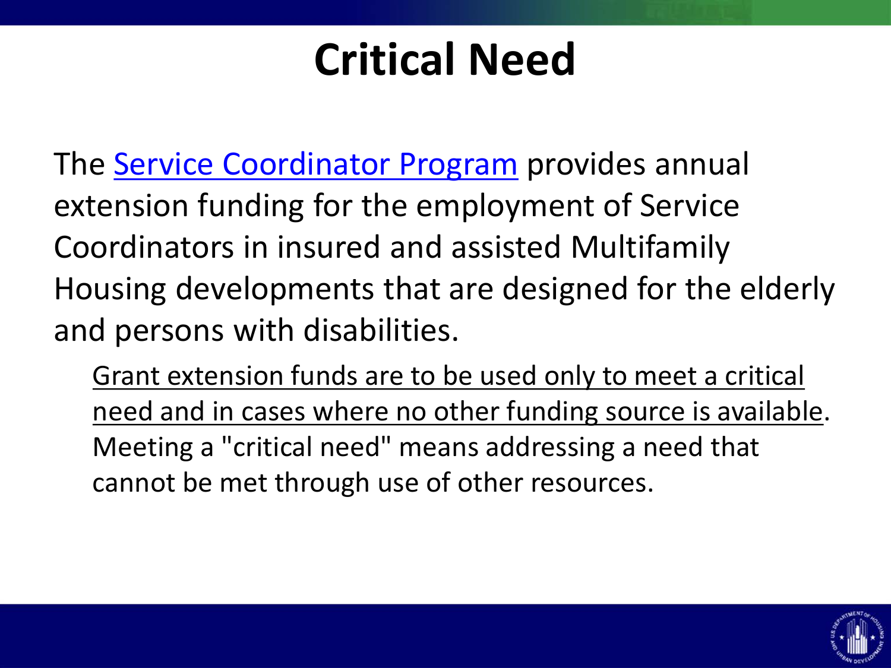# Critical Need

The Service Coordinator Program provides annual extension funding for the employment of Service Coordinators in insured and assisted Multifamily Housing developments that are designed for the elderly and persons with disabilities.

> Grant extension funds are to be used only to meet a critical need and in cases where no other funding source is available. Meeting a "critical need" means addressing a need that cannot be met through use of other resources.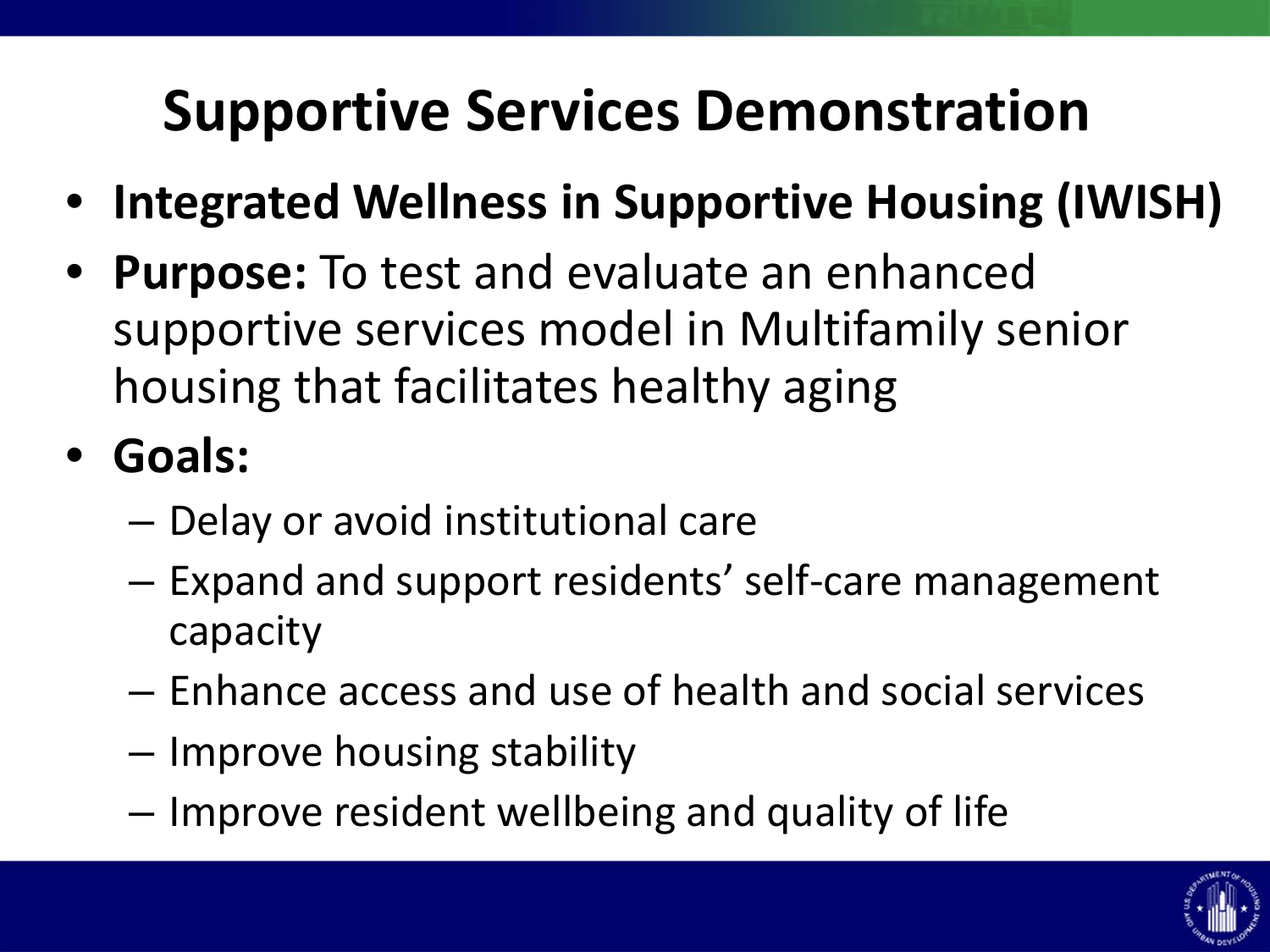# Supportive Services Demonstration

- **Integrated Wellness in Supportive Housing (IWISH)**
- **Purpose:** To test and evaluate an enhanced supportive services model in Multifamily senior housing that facilitates healthy aging
- **Goals:**
  - Delay or avoid institutional care
  - Expand and support residents' self-care management capacity
  - Enhance access and use of health and social services
  - Improve housing stability
  - Improve resident wellbeing and quality of life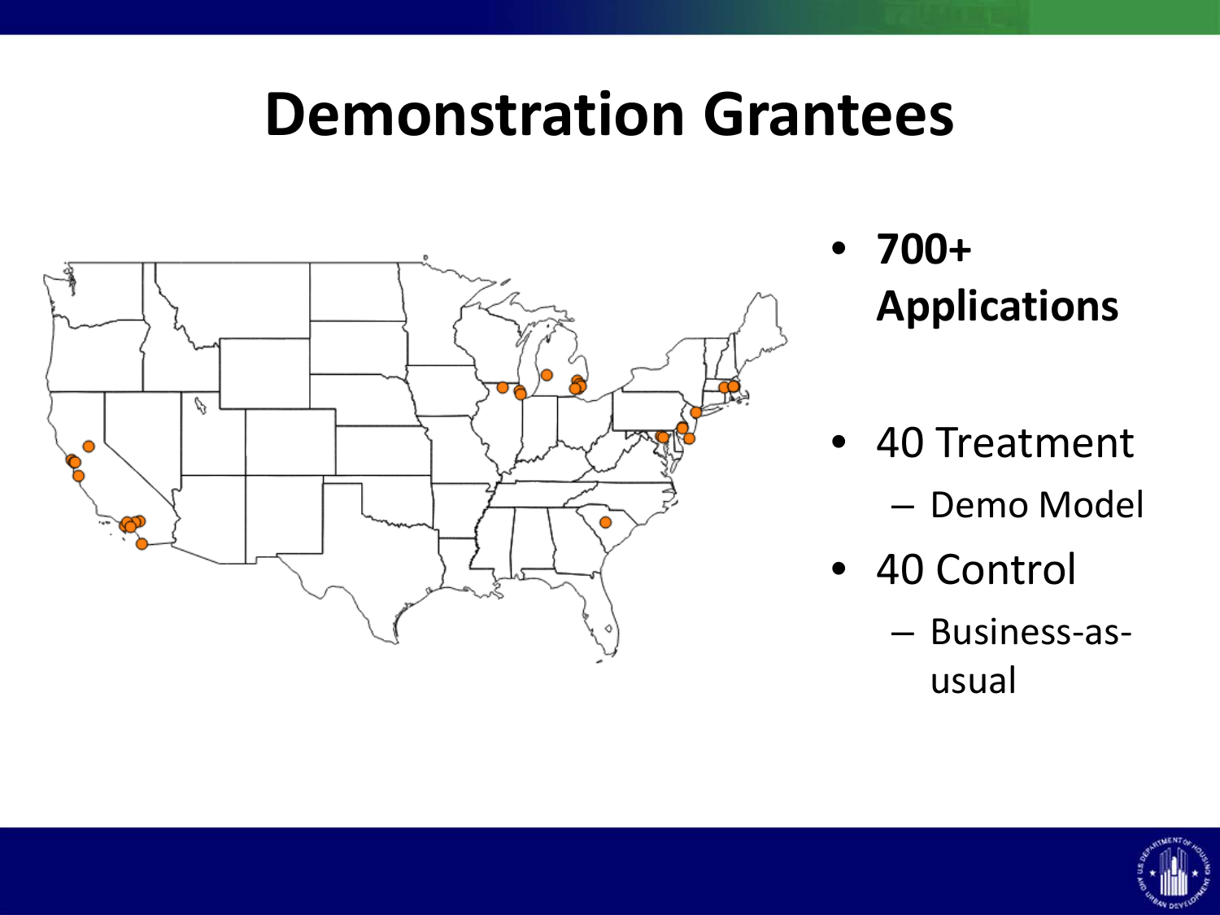# Demonstration Grantees

- **700+ Applications**
- 40 Treatment
  - Demo Model
- 40 Control
  - Business-as-usual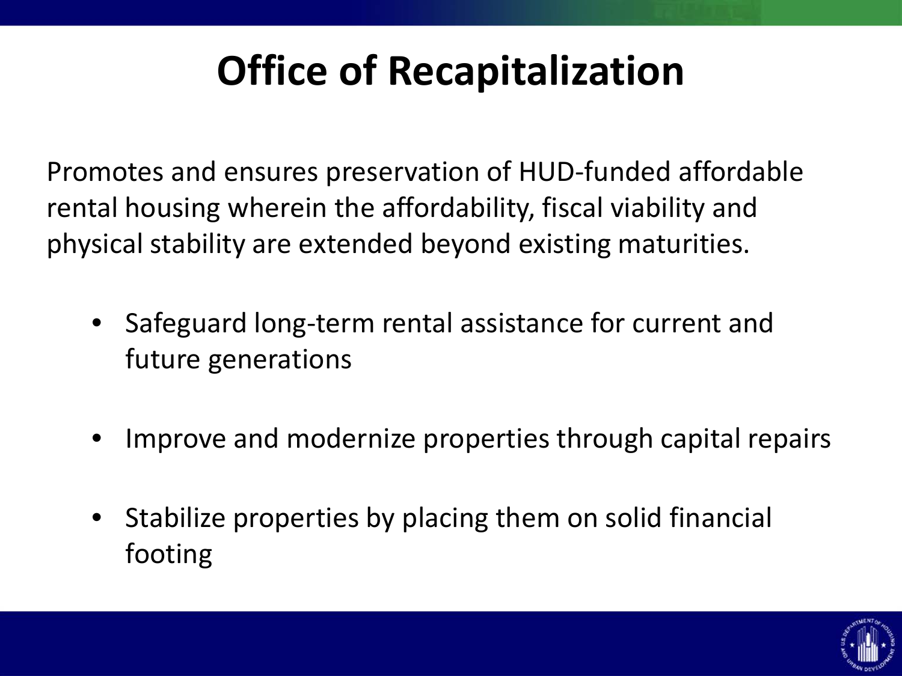# Office of Recapitalization

Promotes and ensures preservation of HUD-funded affordable rental housing wherein the affordability, fiscal viability and physical stability are extended beyond existing maturities.

- Safeguard long-term rental assistance for current and future generations
- Improve and modernize properties through capital repairs
- Stabilize properties by placing them on solid financial footing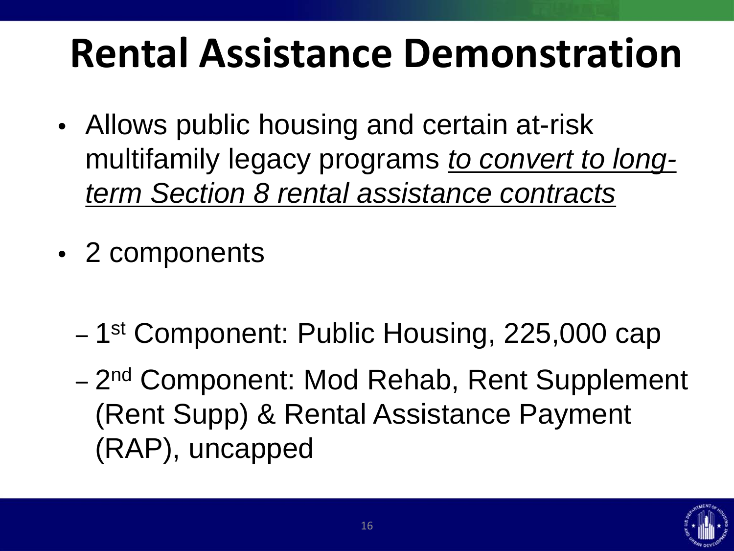# Rental Assistance Demonstration

- Allows public housing and certain at-risk multifamily legacy programs *to convert to long-term Section 8 rental assistance contracts*
- 2 components
  - 1st Component: Public Housing, 225,000 cap
  - 2nd Component: Mod Rehab, Rent Supplement (Rent Supp) & Rental Assistance Payment (RAP), uncapped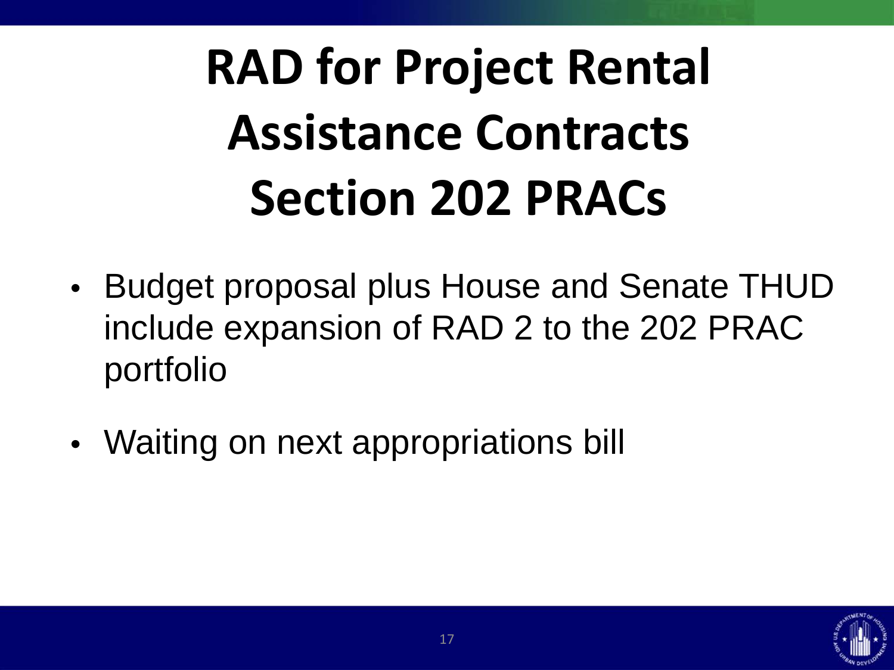# RAD for Project Rental Assistance Contracts Section 202 PRACs

- Budget proposal plus House and Senate THUD include expansion of RAD 2 to the 202 PRAC portfolio
- Waiting on next appropriations bill